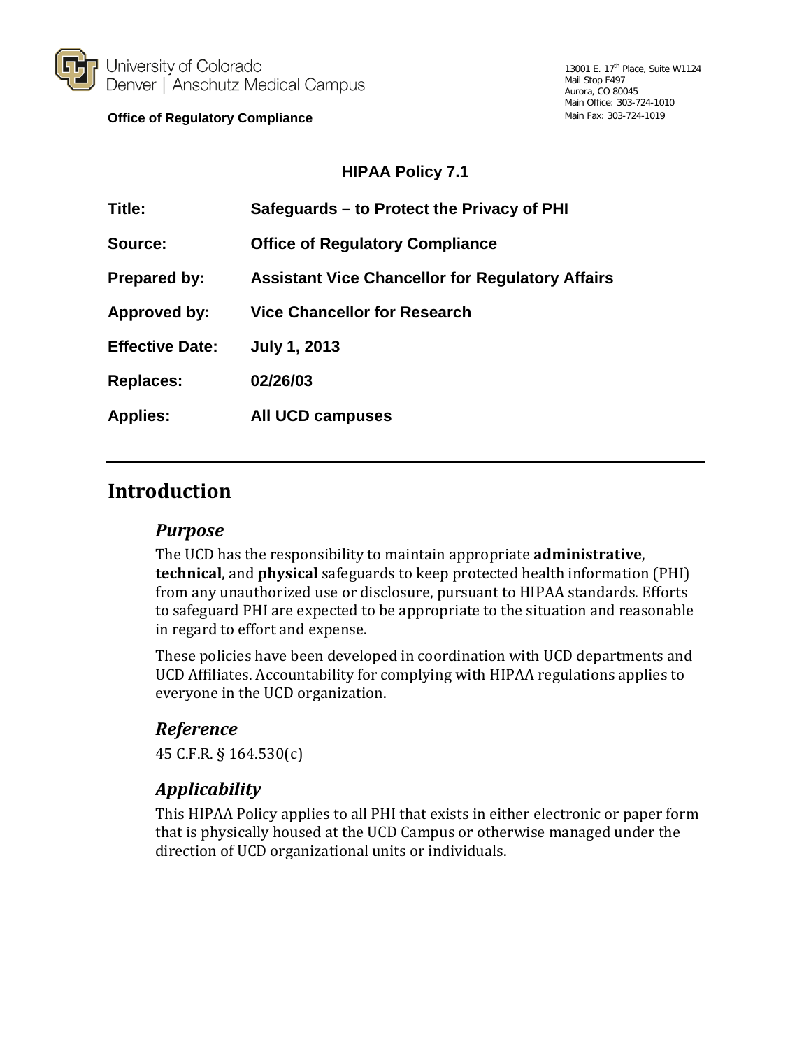University of Colorado
Denver | Anschutz Medical Campus

**Office of Regulatory Compliance**

13001 E. 17th Place, Suite W1124
Mail Stop F497
Aurora, CO 80045
Main Office: 303-724-1010
Main Fax: 303-724-1019

**HIPAA Policy 7.1**

| | |
|---|---|
| **Title:** | **Safeguards – to Protect the Privacy of PHI** |
| **Source:** | **Office of Regulatory Compliance** |
| **Prepared by:** | **Assistant Vice Chancellor for Regulatory Affairs** |
| **Approved by:** | **Vice Chancellor for Research** |
| **Effective Date:** | **July 1, 2013** |
| **Replaces:** | **02/26/03** |
| **Applies:** | **All UCD campuses** |

# Introduction

## *Purpose*

The UCD has the responsibility to maintain appropriate **administrative**, **technical**, and **physical** safeguards to keep protected health information (PHI) from any unauthorized use or disclosure, pursuant to HIPAA standards. Efforts to safeguard PHI are expected to be appropriate to the situation and reasonable in regard to effort and expense.

These policies have been developed in coordination with UCD departments and UCD Affiliates. Accountability for complying with HIPAA regulations applies to everyone in the UCD organization.

## *Reference*

45 C.F.R. § 164.530(c)

## *Applicability*

This HIPAA Policy applies to all PHI that exists in either electronic or paper form that is physically housed at the UCD Campus or otherwise managed under the direction of UCD organizational units or individuals.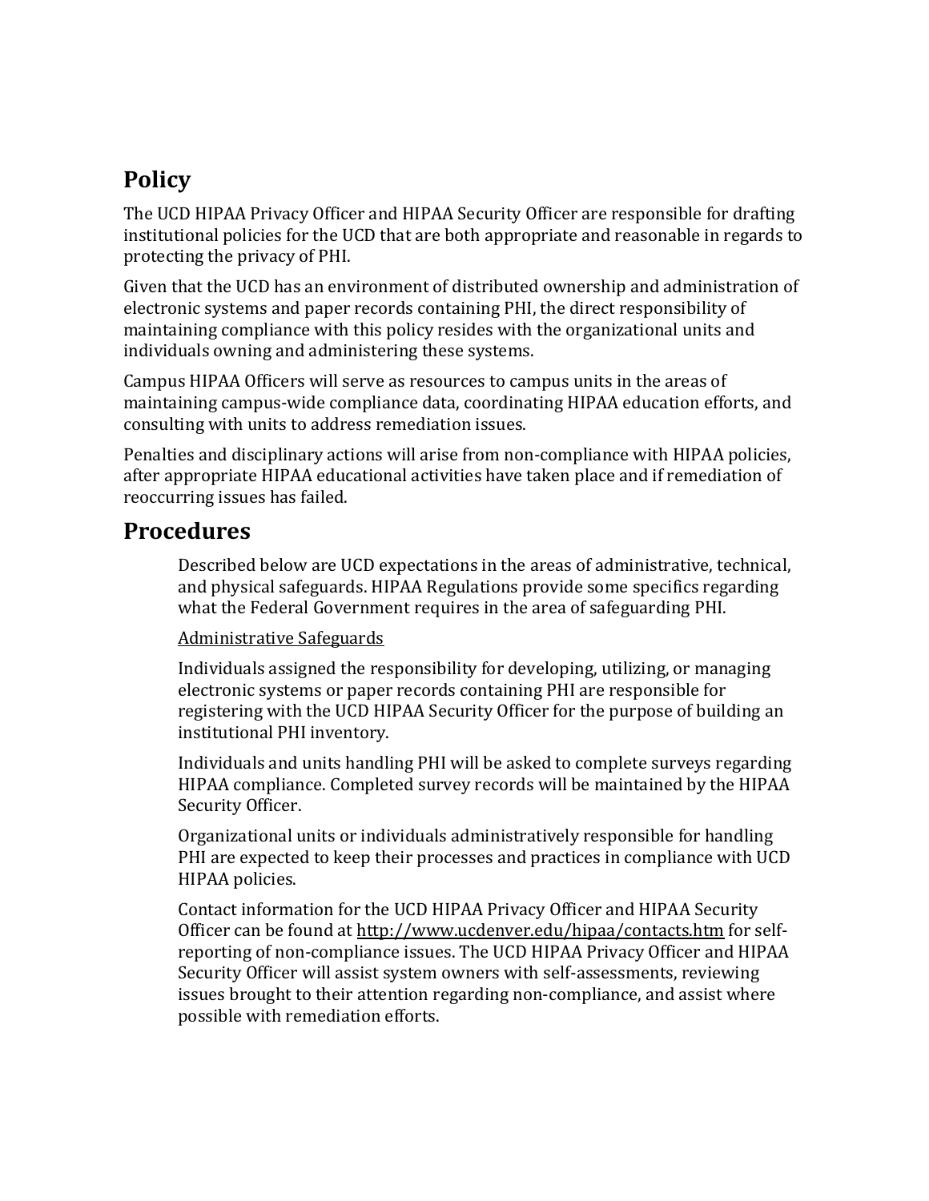## Policy

The UCD HIPAA Privacy Officer and HIPAA Security Officer are responsible for drafting institutional policies for the UCD that are both appropriate and reasonable in regards to protecting the privacy of PHI.

Given that the UCD has an environment of distributed ownership and administration of electronic systems and paper records containing PHI, the direct responsibility of maintaining compliance with this policy resides with the organizational units and individuals owning and administering these systems.

Campus HIPAA Officers will serve as resources to campus units in the areas of maintaining campus-wide compliance data, coordinating HIPAA education efforts, and consulting with units to address remediation issues.

Penalties and disciplinary actions will arise from non-compliance with HIPAA policies, after appropriate HIPAA educational activities have taken place and if remediation of reoccurring issues has failed.

## Procedures

Described below are UCD expectations in the areas of administrative, technical, and physical safeguards. HIPAA Regulations provide some specifics regarding what the Federal Government requires in the area of safeguarding PHI.

Administrative Safeguards

Individuals assigned the responsibility for developing, utilizing, or managing electronic systems or paper records containing PHI are responsible for registering with the UCD HIPAA Security Officer for the purpose of building an institutional PHI inventory.

Individuals and units handling PHI will be asked to complete surveys regarding HIPAA compliance. Completed survey records will be maintained by the HIPAA Security Officer.

Organizational units or individuals administratively responsible for handling PHI are expected to keep their processes and practices in compliance with UCD HIPAA policies.

Contact information for the UCD HIPAA Privacy Officer and HIPAA Security Officer can be found at http://www.ucdenver.edu/hipaa/contacts.htm for self-reporting of non-compliance issues. The UCD HIPAA Privacy Officer and HIPAA Security Officer will assist system owners with self-assessments, reviewing issues brought to their attention regarding non-compliance, and assist where possible with remediation efforts.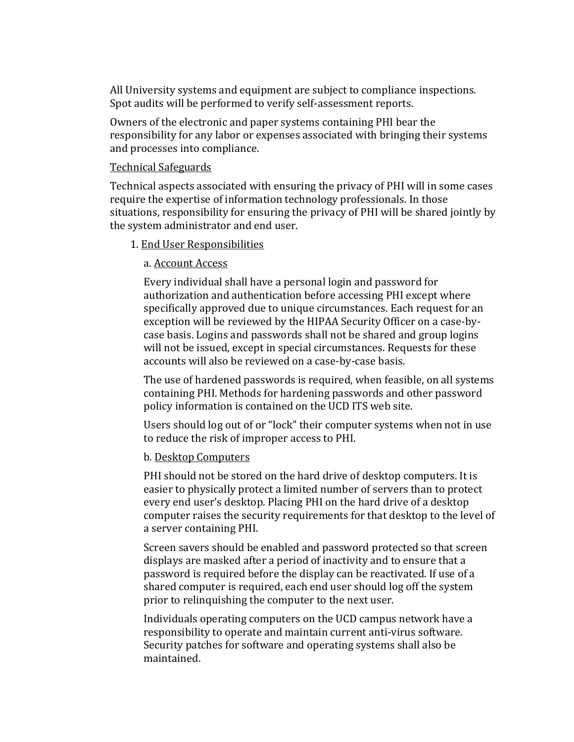All University systems and equipment are subject to compliance inspections. Spot audits will be performed to verify self-assessment reports.

Owners of the electronic and paper systems containing PHI bear the responsibility for any labor or expenses associated with bringing their systems and processes into compliance.

Technical Safeguards

Technical aspects associated with ensuring the privacy of PHI will in some cases require the expertise of information technology professionals. In those situations, responsibility for ensuring the privacy of PHI will be shared jointly by the system administrator and end user.

1. End User Responsibilities

   a. Account Access

   Every individual shall have a personal login and password for authorization and authentication before accessing PHI except where specifically approved due to unique circumstances. Each request for an exception will be reviewed by the HIPAA Security Officer on a case-by-case basis. Logins and passwords shall not be shared and group logins will not be issued, except in special circumstances. Requests for these accounts will also be reviewed on a case-by-case basis.

   The use of hardened passwords is required, when feasible, on all systems containing PHI. Methods for hardening passwords and other password policy information is contained on the UCD ITS web site.

   Users should log out of or "lock" their computer systems when not in use to reduce the risk of improper access to PHI.

   b. Desktop Computers

   PHI should not be stored on the hard drive of desktop computers. It is easier to physically protect a limited number of servers than to protect every end user's desktop. Placing PHI on the hard drive of a desktop computer raises the security requirements for that desktop to the level of a server containing PHI.

   Screen savers should be enabled and password protected so that screen displays are masked after a period of inactivity and to ensure that a password is required before the display can be reactivated. If use of a shared computer is required, each end user should log off the system prior to relinquishing the computer to the next user.

   Individuals operating computers on the UCD campus network have a responsibility to operate and maintain current anti-virus software. Security patches for software and operating systems shall also be maintained.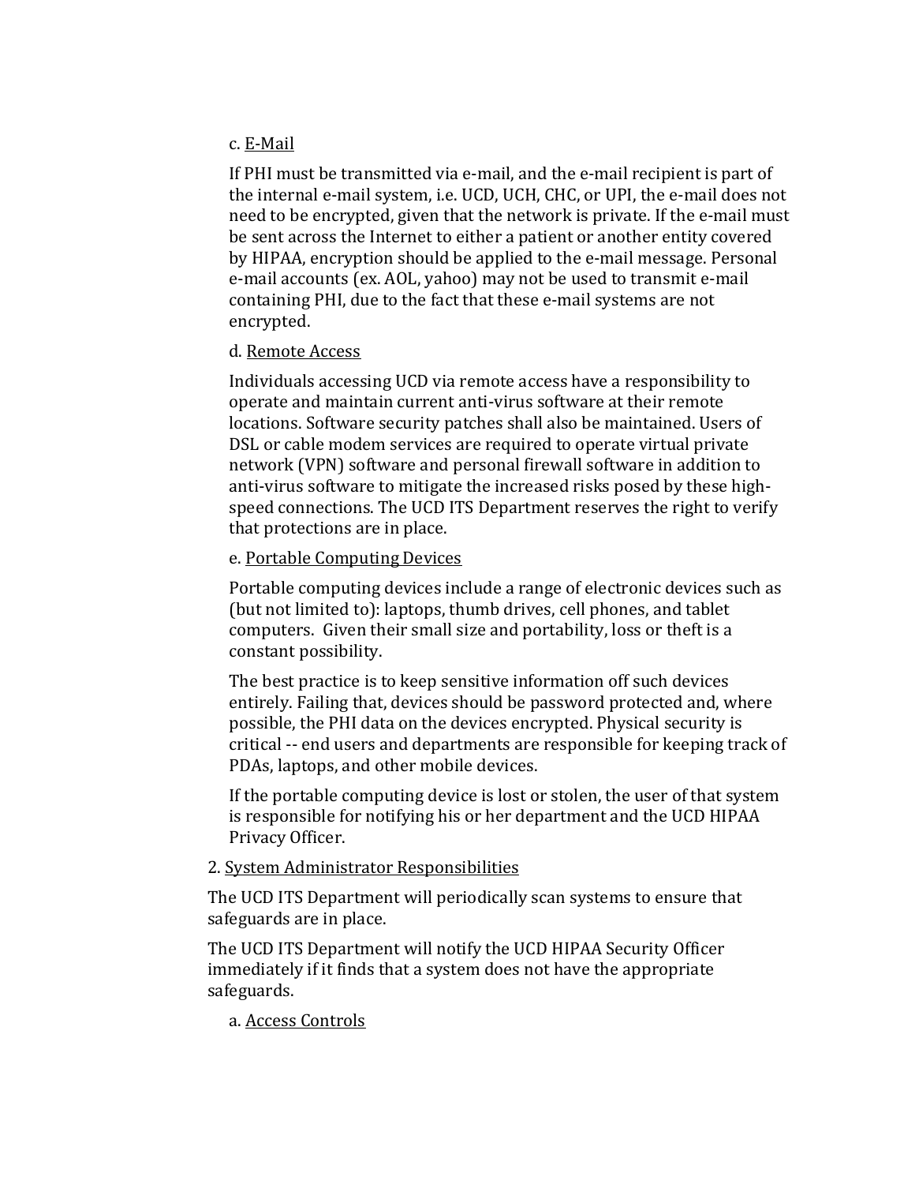c. <u>E-Mail</u>

If PHI must be transmitted via e-mail, and the e-mail recipient is part of the internal e-mail system, i.e. UCD, UCH, CHC, or UPI, the e-mail does not need to be encrypted, given that the network is private. If the e-mail must be sent across the Internet to either a patient or another entity covered by HIPAA, encryption should be applied to the e-mail message. Personal e-mail accounts (ex. AOL, yahoo) may not be used to transmit e-mail containing PHI, due to the fact that these e-mail systems are not encrypted.

d. <u>Remote Access</u>

Individuals accessing UCD via remote access have a responsibility to operate and maintain current anti-virus software at their remote locations. Software security patches shall also be maintained. Users of DSL or cable modem services are required to operate virtual private network (VPN) software and personal firewall software in addition to anti-virus software to mitigate the increased risks posed by these high-speed connections. The UCD ITS Department reserves the right to verify that protections are in place.

e. <u>Portable Computing Devices</u>

Portable computing devices include a range of electronic devices such as (but not limited to): laptops, thumb drives, cell phones, and tablet computers. Given their small size and portability, loss or theft is a constant possibility.

The best practice is to keep sensitive information off such devices entirely. Failing that, devices should be password protected and, where possible, the PHI data on the devices encrypted. Physical security is critical -- end users and departments are responsible for keeping track of PDAs, laptops, and other mobile devices.

If the portable computing device is lost or stolen, the user of that system is responsible for notifying his or her department and the UCD HIPAA Privacy Officer.

2. <u>System Administrator Responsibilities</u>

The UCD ITS Department will periodically scan systems to ensure that safeguards are in place.

The UCD ITS Department will notify the UCD HIPAA Security Officer immediately if it finds that a system does not have the appropriate safeguards.

a. <u>Access Controls</u>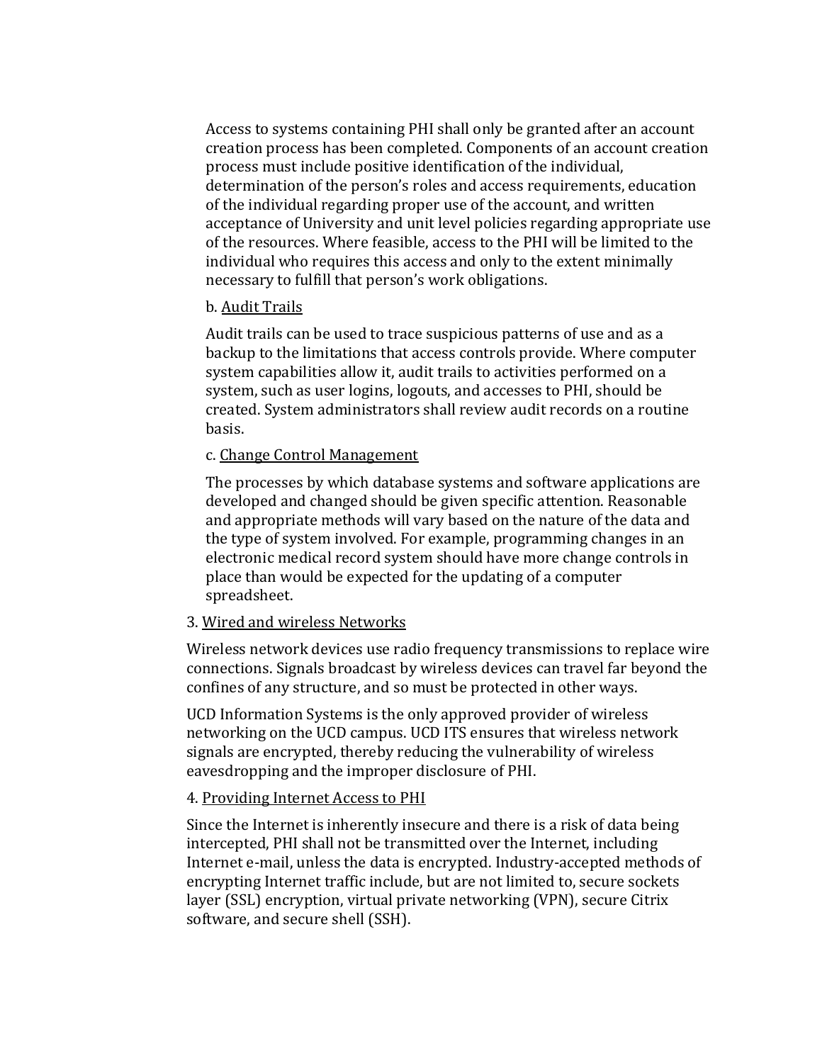Access to systems containing PHI shall only be granted after an account creation process has been completed. Components of an account creation process must include positive identification of the individual, determination of the person's roles and access requirements, education of the individual regarding proper use of the account, and written acceptance of University and unit level policies regarding appropriate use of the resources. Where feasible, access to the PHI will be limited to the individual who requires this access and only to the extent minimally necessary to fulfill that person's work obligations.

b. Audit Trails

Audit trails can be used to trace suspicious patterns of use and as a backup to the limitations that access controls provide. Where computer system capabilities allow it, audit trails to activities performed on a system, such as user logins, logouts, and accesses to PHI, should be created. System administrators shall review audit records on a routine basis.

c. Change Control Management

The processes by which database systems and software applications are developed and changed should be given specific attention. Reasonable and appropriate methods will vary based on the nature of the data and the type of system involved. For example, programming changes in an electronic medical record system should have more change controls in place than would be expected for the updating of a computer spreadsheet.

3. Wired and wireless Networks

Wireless network devices use radio frequency transmissions to replace wire connections. Signals broadcast by wireless devices can travel far beyond the confines of any structure, and so must be protected in other ways.

UCD Information Systems is the only approved provider of wireless networking on the UCD campus. UCD ITS ensures that wireless network signals are encrypted, thereby reducing the vulnerability of wireless eavesdropping and the improper disclosure of PHI.

4. Providing Internet Access to PHI

Since the Internet is inherently insecure and there is a risk of data being intercepted, PHI shall not be transmitted over the Internet, including Internet e-mail, unless the data is encrypted. Industry-accepted methods of encrypting Internet traffic include, but are not limited to, secure sockets layer (SSL) encryption, virtual private networking (VPN), secure Citrix software, and secure shell (SSH).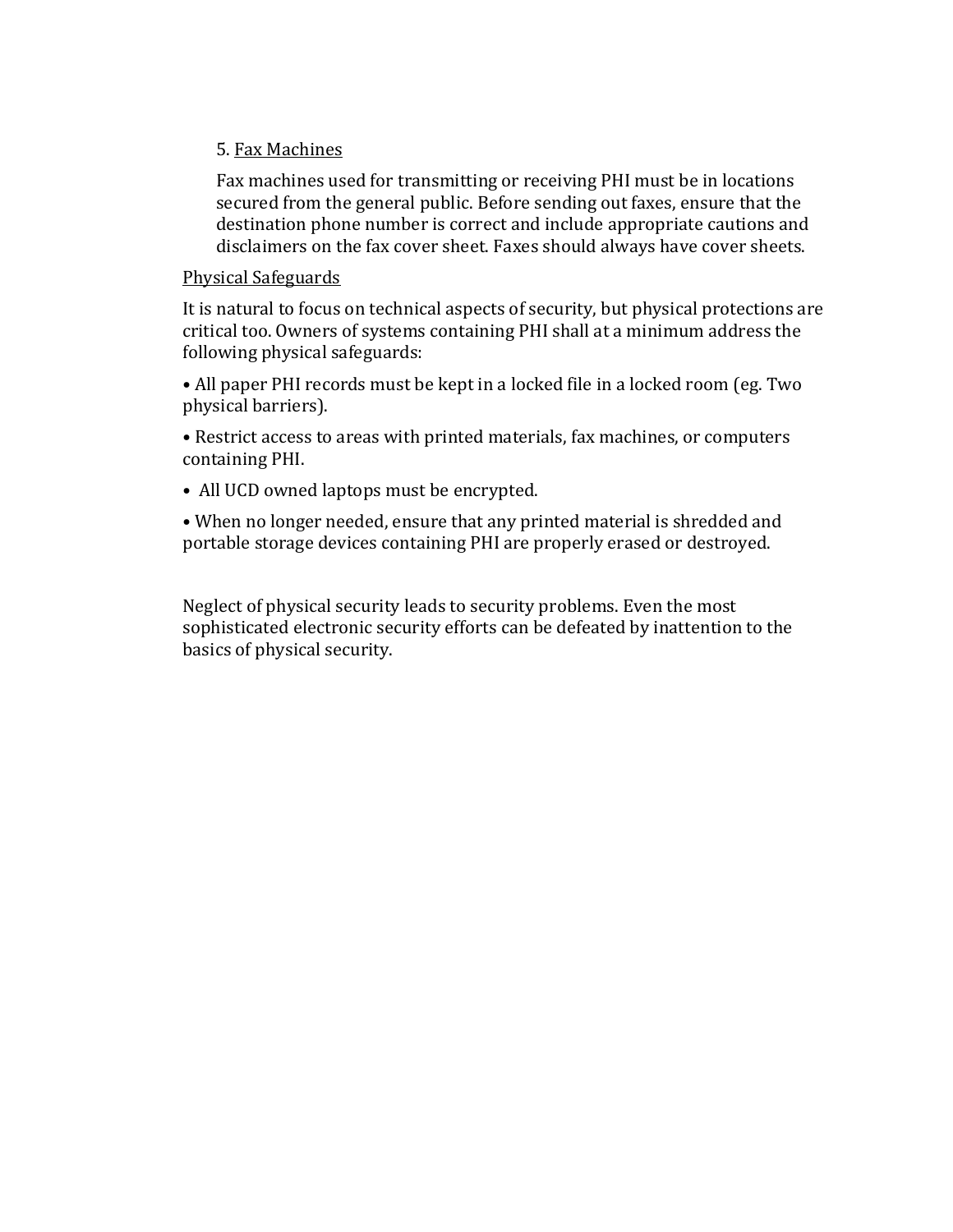5. Fax Machines

Fax machines used for transmitting or receiving PHI must be in locations secured from the general public. Before sending out faxes, ensure that the destination phone number is correct and include appropriate cautions and disclaimers on the fax cover sheet. Faxes should always have cover sheets.

Physical Safeguards

It is natural to focus on technical aspects of security, but physical protections are critical too. Owners of systems containing PHI shall at a minimum address the following physical safeguards:

- All paper PHI records must be kept in a locked file in a locked room (eg. Two physical barriers).
- Restrict access to areas with printed materials, fax machines, or computers containing PHI.
- All UCD owned laptops must be encrypted.
- When no longer needed, ensure that any printed material is shredded and portable storage devices containing PHI are properly erased or destroyed.

Neglect of physical security leads to security problems. Even the most sophisticated electronic security efforts can be defeated by inattention to the basics of physical security.